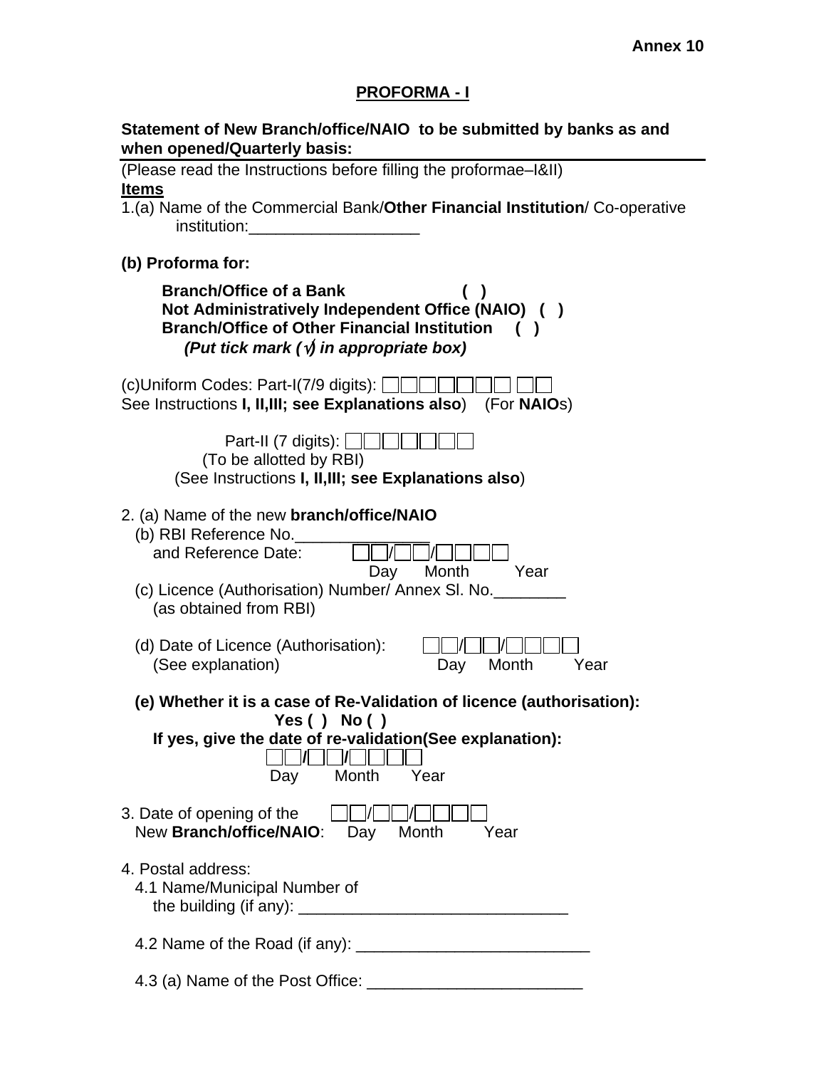**Annex 10**

## PROFORMA - I

**Statement of New Branch/office/NAIO to be submitted by banks as and when opened/Quarterly basis:**

(Please read the Instructions before filling the proformae–I&II)

**Items**

1.(a) Name of the Commercial Bank/**Other Financial Institution**/ Co-operative institution:___________________

**(b) Proforma for:**

**Branch/Office of a Bank ( )**
**Not Administratively Independent Office (NAIO) ( )**
**Branch/Office of Other Financial Institution ( )**
***(Put tick mark (√) in appropriate box)***

(c)Uniform Codes: Part-I(7/9 digits): ☐☐☐☐☐☐☐ ☐☐
See Instructions **I, II,III; see Explanations also**) (For **NAIO**s)

Part-II (7 digits): ☐☐☐☐☐☐☐
(To be allotted by RBI)
(See Instructions **I, II,III; see Explanations also**)

2. (a) Name of the new **branch/office/NAIO**

(b) RBI Reference No.______________
and Reference Date: ☐☐/☐☐/☐☐☐☐
Day Month Year

(c) Licence (Authorisation) Number/ Annex Sl. No.________
(as obtained from RBI)

(d) Date of Licence (Authorisation): ☐☐/☐☐/☐☐☐☐
(See explanation) Day Month Year

**(e) Whether it is a case of Re-Validation of licence (authorisation):**
**Yes ( ) No ( )**
**If yes, give the date of re-validation(See explanation):**
☐☐/☐☐/☐☐☐☐
Day Month Year

3. Date of opening of the New **Branch/office/NAIO**: ☐☐/☐☐/☐☐☐☐
Day Month Year

4. Postal address:

4.1 Name/Municipal Number of the building (if any): ______________________________

4.2 Name of the Road (if any): __________________________

4.3 (a) Name of the Post Office: ________________________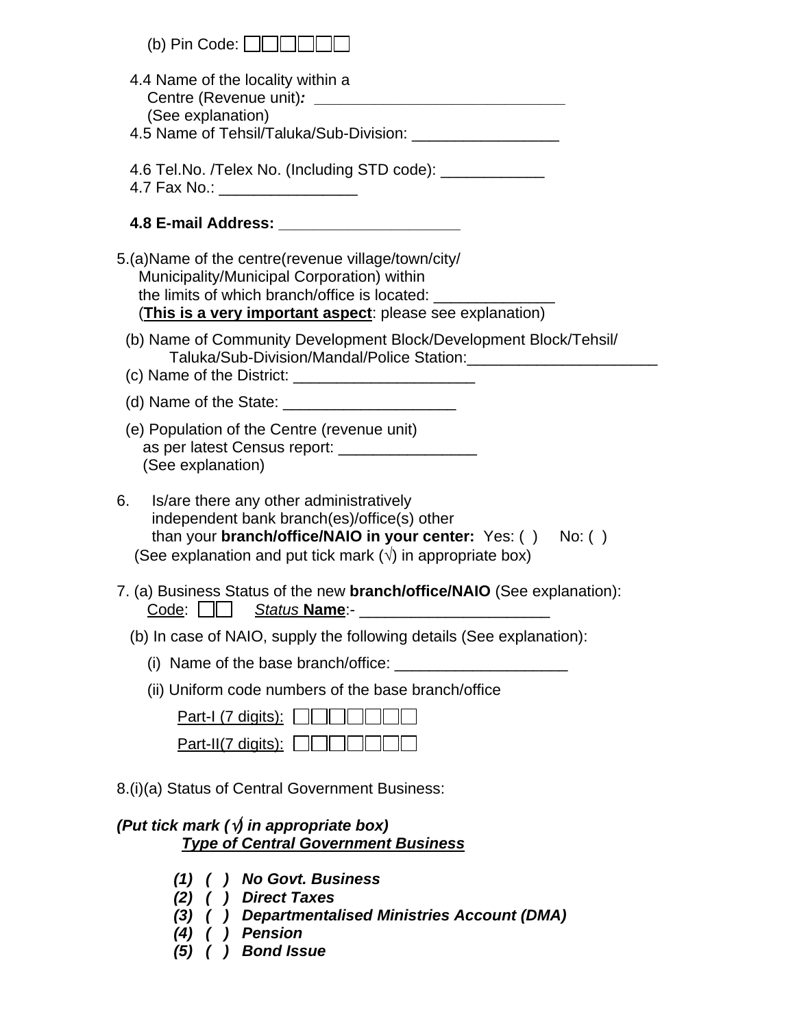(b) Pin Code: ☐☐☐☐☐☐

4.4 Name of the locality within a Centre (Revenue unit)*:* ____________________________ (See explanation)

4.5 Name of Tehsil/Taluka/Sub-Division: ________________

4.6 Tel.No. /Telex No. (Including STD code): ____________

4.7 Fax No.: ________________

**4.8 E-mail Address: ____________________**

5.(a)Name of the centre(revenue village/town/city/ Municipality/Municipal Corporation) within the limits of which branch/office is located: ______________ (**<u>This is a very important aspect</u>**: please see explanation)

(b) Name of Community Development Block/Development Block/Tehsil/ Taluka/Sub-Division/Mandal/Police Station:______________________

(c) Name of the District: _____________________

(d) Name of the State: ____________________

(e) Population of the Centre (revenue unit) as per latest Census report: ________________ (See explanation)

6. Is/are there any other administratively independent bank branch(es)/office(s) other than your **branch/office/NAIO in your center:** Yes: ( ) No: ( ) (See explanation and put tick mark (√) in appropriate box)

7. (a) Business Status of the new **branch/office/NAIO** (See explanation): <u>Code</u>: ☐☐ <u>*Status* **Name**</u>:- ______________________

(b) In case of NAIO, supply the following details (See explanation):

(i) Name of the base branch/office: ____________________

(ii) Uniform code numbers of the base branch/office

<u>Part-I (7 digits):</u> ☐☐☐☐☐☐☐

<u>Part-II(7 digits):</u> ☐☐☐☐☐☐☐

8.(i)(a) Status of Central Government Business:

***(Put tick mark (√) in appropriate box)***

***<u>Type of Central Government Business</u>***

***(1) ( ) No Govt. Business***
***(2) ( ) Direct Taxes***
***(3) ( ) Departmentalised Ministries Account (DMA)***
***(4) ( ) Pension***
***(5) ( ) Bond Issue***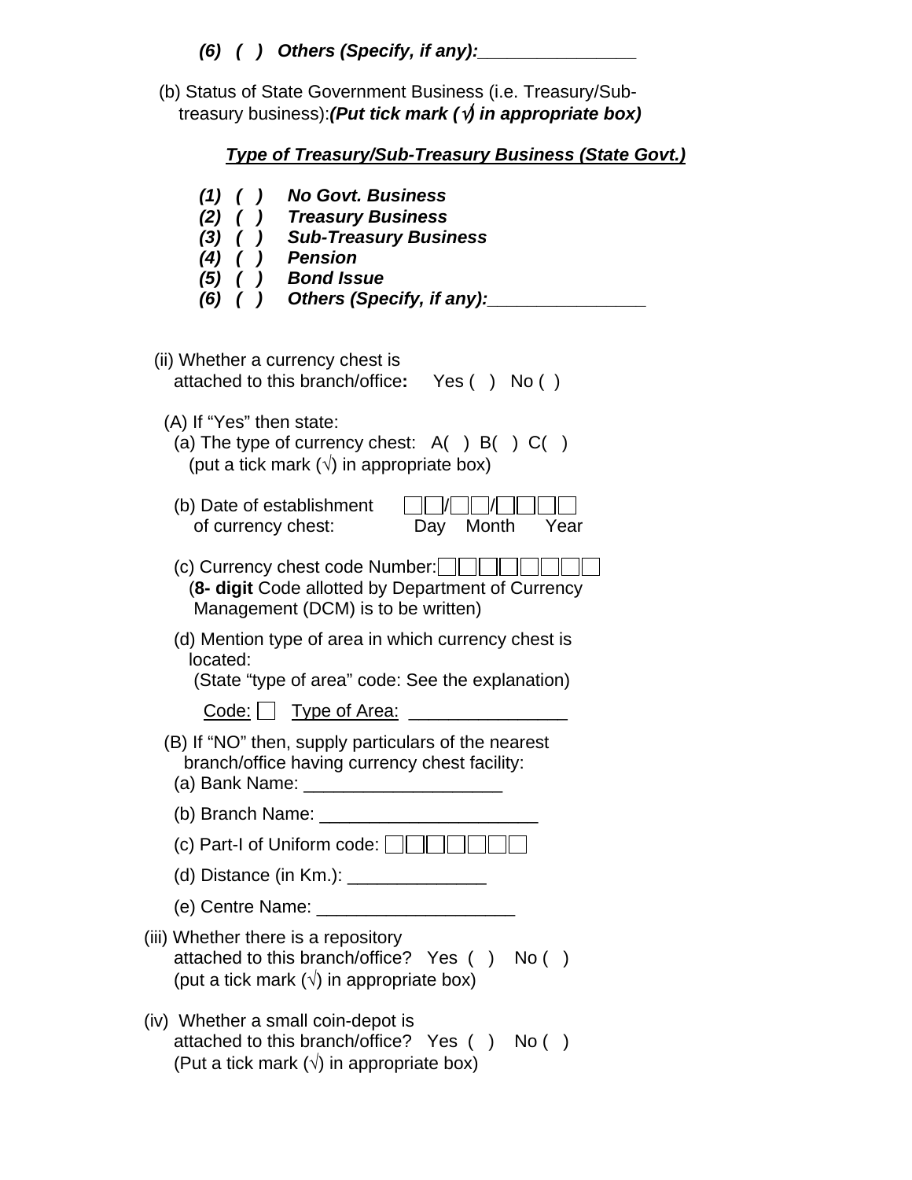*(6) ( ) Others (Specify, if any):_______________*

(b) Status of State Government Business (i.e. Treasury/Sub-treasury business):***(Put tick mark (√) in appropriate box)***

***<u>Type of Treasury/Sub-Treasury Business (State Govt.)</u>***

***(1) ( ) No Govt. Business***
***(2) ( ) Treasury Business***
***(3) ( ) Sub-Treasury Business***
***(4) ( ) Pension***
***(5) ( ) Bond Issue***
***(6) ( ) Others (Specify, if any):_______________***

(ii) Whether a currency chest is attached to this branch/office**:** Yes ( ) No ( )

(A) If "Yes" then state:

(a) The type of currency chest: A( ) B( ) C( )
(put a tick mark (√) in appropriate box)

(b) Date of establishment of currency chest: ☐☐/☐☐/☐☐☐☐
Day Month Year

(c) Currency chest code Number:☐☐☐☐☐☐☐☐
(**8- digit** Code allotted by Department of Currency Management (DCM) is to be written)

(d) Mention type of area in which currency chest is located:
(State "type of area" code: See the explanation)

<u>Code:</u> ☐ <u>Type of Area:</u> _______________

(B) If "NO" then, supply particulars of the nearest branch/office having currency chest facility:

(a) Bank Name: ____________________

(b) Branch Name: ______________________

(c) Part-I of Uniform code: ☐☐☐☐☐☐☐

(d) Distance (in Km.): ______________

(e) Centre Name: ____________________

(iii) Whether there is a repository attached to this branch/office? Yes ( ) No ( )
(put a tick mark (√) in appropriate box)

(iv) Whether a small coin-depot is attached to this branch/office? Yes ( ) No ( )
(Put a tick mark (√) in appropriate box)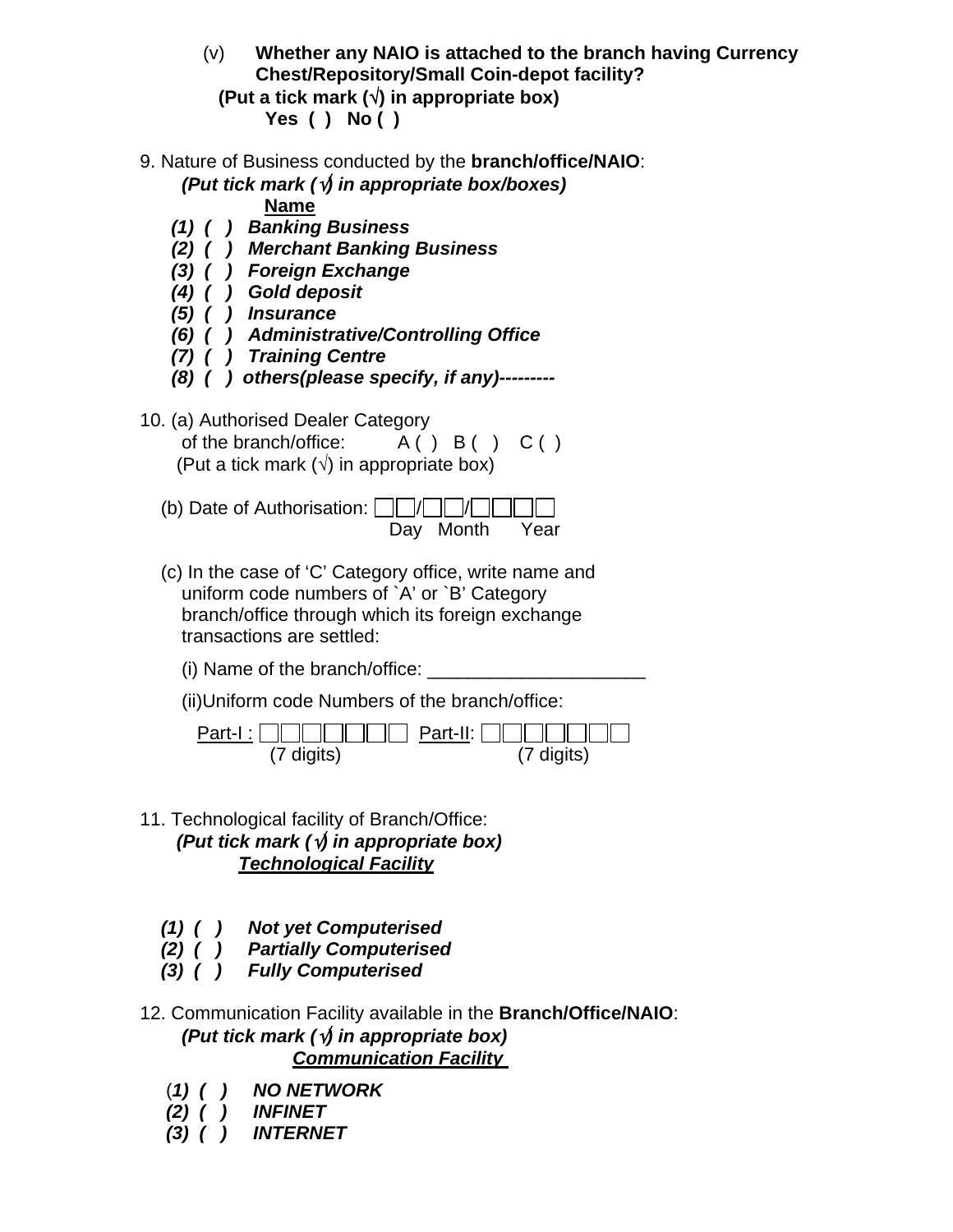(v) **Whether any NAIO is attached to the branch having Currency Chest/Repository/Small Coin-depot facility?**

**(Put a tick mark (√) in appropriate box)**

**Yes ( ) No ( )**

9. Nature of Business conducted by the **branch/office/NAIO**:

***(Put tick mark (√) in appropriate box/boxes)***

**Name**

- ***(1) ( ) Banking Business***
- ***(2) ( ) Merchant Banking Business***
- ***(3) ( ) Foreign Exchange***
- ***(4) ( ) Gold deposit***
- ***(5) ( ) Insurance***
- ***(6) ( ) Administrative/Controlling Office***
- ***(7) ( ) Training Centre***
- ***(8) ( ) others(please specify, if any)---------***

10. (a) Authorised Dealer Category of the branch/office: A ( ) B ( ) C ( )

(Put a tick mark (√) in appropriate box)

(b) Date of Authorisation: ☐☐/☐☐/☐☐☐☐
Day Month Year

(c) In the case of 'C' Category office, write name and uniform code numbers of `A' or `B' Category branch/office through which its foreign exchange transactions are settled:

(i) Name of the branch/office: _____________________

(ii)Uniform code Numbers of the branch/office:

Part-I : ☐☐☐☐☐☐☐ (7 digits) Part-II: ☐☐☐☐☐☐☐ (7 digits)

11. Technological facility of Branch/Office:

***(Put tick mark (√) in appropriate box)***

***Technological Facility***

- ***(1) ( ) Not yet Computerised***
- ***(2) ( ) Partially Computerised***
- ***(3) ( ) Fully Computerised***

12. Communication Facility available in the **Branch/Office/NAIO**:

***(Put tick mark (√) in appropriate box)***

***Communication Facility***

- ***(1) ( ) NO NETWORK***
- ***(2) ( ) INFINET***
- ***(3) ( ) INTERNET***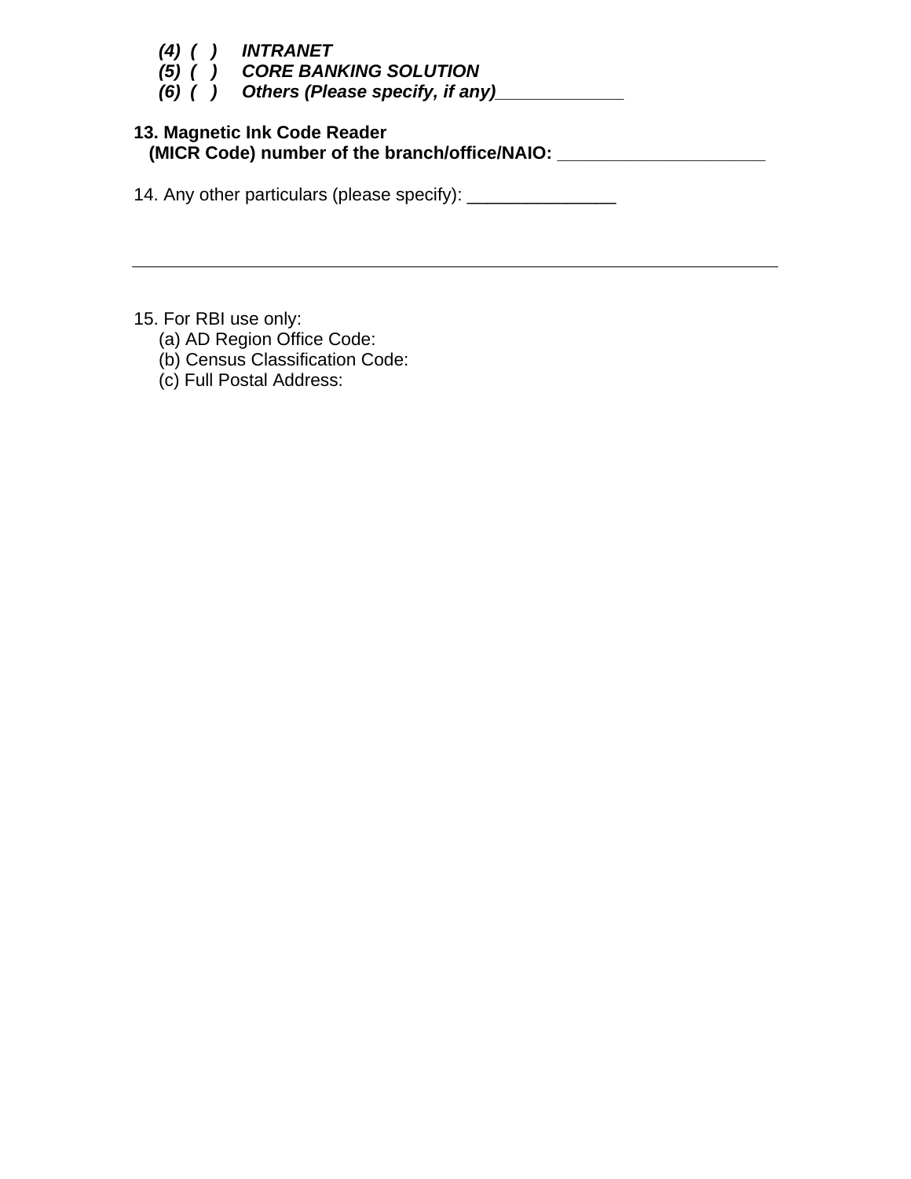*(4) ( ) INTRANET*
*(5) ( ) CORE BANKING SOLUTION*
*(6) ( ) Others (Please specify, if any)_____________*

**13. Magnetic Ink Code Reader (MICR Code) number of the branch/office/NAIO: _____________________**

14. Any other particulars (please specify): _______________

---

15. For RBI use only:
   (a) AD Region Office Code:
   (b) Census Classification Code:
   (c) Full Postal Address: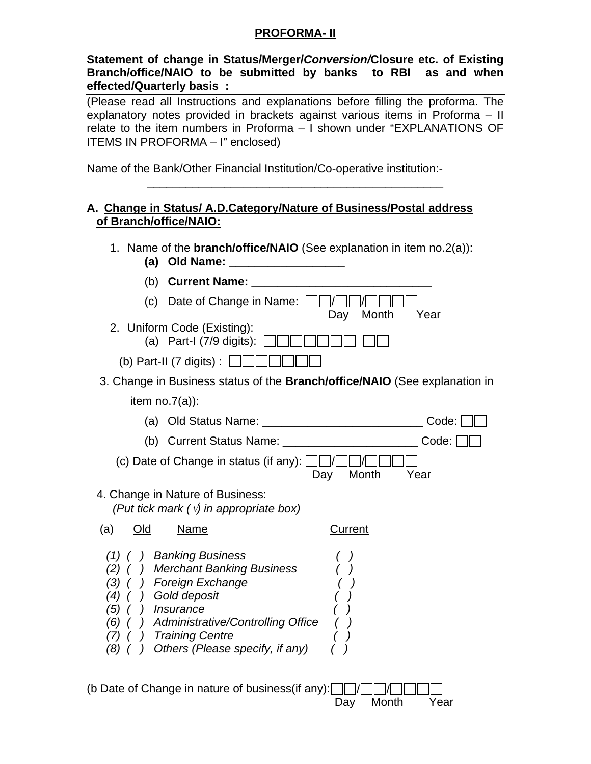# PROFORMA- II

**Statement of change in Status/Merger/*Conversion*/Closure etc. of Existing Branch/office/NAIO to be submitted by banks to RBI as and when effected/Quarterly basis :**

(Please read all Instructions and explanations before filling the proforma. The explanatory notes provided in brackets against various items in Proforma – II relate to the item numbers in Proforma – I shown under "EXPLANATIONS OF ITEMS IN PROFORMA – I" enclosed)

Name of the Bank/Other Financial Institution/Co-operative institution:-

______________________________________________

**A. Change in Status/ A.D.Category/Nature of Business/Postal address of Branch/office/NAIO:**

1. Name of the **branch/office/NAIO** (See explanation in item no.2(a)):
   - **(a) Old Name: _________________**
   - (b) **Current Name: ___________________________**
   - (c) Date of Change in Name: ☐☐/☐☐/☐☐☐☐ (Day Month Year)
2. Uniform Code (Existing):
   - (a) Part-I (7/9 digits): ☐☐☐☐☐☐☐ ☐☐
   - (b) Part-II (7 digits) : ☐☐☐☐☐☐☐
3. Change in Business status of the **Branch/office/NAIO** (See explanation in item no.7(a)):
   - (a) Old Status Name: ________________________ Code: ☐☐
   - (b) Current Status Name: ____________________ Code: ☐☐
   - (c) Date of Change in status (if any): ☐☐/☐☐/☐☐☐☐ (Day Month Year)
4. Change in Nature of Business:
   *(Put tick mark (√) in appropriate box)*

(a) Old Name Current

| | Old | Name | Current |
|---|---|---|---|
| *(1)* | *( )* | *Banking Business* | *( )* |
| *(2)* | *( )* | *Merchant Banking Business* | *( )* |
| *(3)* | *( )* | *Foreign Exchange* | *( )* |
| *(4)* | *( )* | *Gold deposit* | *( )* |
| *(5)* | *( )* | *Insurance* | *( )* |
| *(6)* | *( )* | *Administrative/Controlling Office* | *( )* |
| *(7)* | *( )* | *Training Centre* | *( )* |
| *(8)* | *( )* | *Others (Please specify, if any)* | *( )* |

(b Date of Change in nature of business(if any):☐☐/☐☐/☐☐☐☐ (Day Month Year)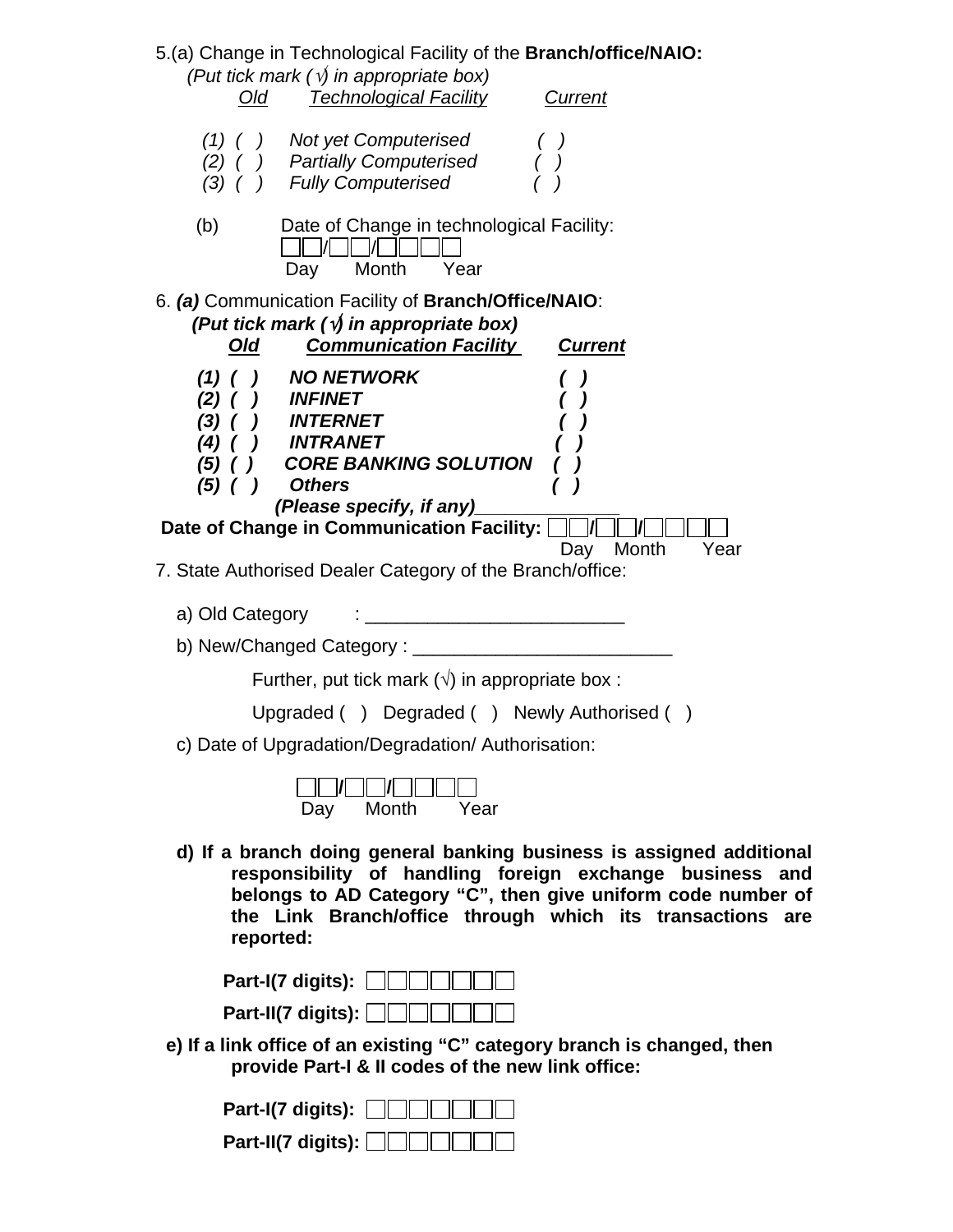5.(a) Change in Technological Facility of the **Branch/office/NAIO:**

*(Put tick mark (√) in appropriate box)*

| *Old* | *Technological Facility* | *Current* |
|---|---|---|
| *(1) ( )* | *Not yet Computerised* | *( )* |
| *(2) ( )* | *Partially Computerised* | *( )* |
| *(3) ( )* | *Fully Computerised* | *( )* |

(b) Date of Change in technological Facility:

☐☐/☐☐/☐☐☐☐
Day Month Year

6. ***(a)*** Communication Facility of **Branch/Office/NAIO**:

***(Put tick mark (√) in appropriate box)***

| ***Old*** | ***Communication Facility*** | ***Current*** |
|---|---|---|
| ***(1) ( )*** | ***NO NETWORK*** | ***( )*** |
| ***(2) ( )*** | ***INFINET*** | ***( )*** |
| ***(3) ( )*** | ***INTERNET*** | ***( )*** |
| ***(4) ( )*** | ***INTRANET*** | ***( )*** |
| ***(5) ( )*** | ***CORE BANKING SOLUTION*** | ***( )*** |
| ***(5) ( )*** | ***Others*** | ***( )*** |

***(Please specify, if any)_____________***

**Date of Change in Communication Facility:** ☐☐/☐☐/☐☐☐☐
Day Month Year

7. State Authorised Dealer Category of the Branch/office:

a) Old Category : ________________________

b) New/Changed Category : ________________________

Further, put tick mark (√) in appropriate box :

Upgraded ( ) Degraded ( ) Newly Authorised ( )

c) Date of Upgradation/Degradation/ Authorisation:

☐☐/☐☐/☐☐☐☐
Day Month Year

**d) If a branch doing general banking business is assigned additional responsibility of handling foreign exchange business and belongs to AD Category "C", then give uniform code number of the Link Branch/office through which its transactions are reported:**

**Part-I(7 digits):** ☐☐☐☐☐☐☐

**Part-II(7 digits):** ☐☐☐☐☐☐☐

**e) If a link office of an existing "C" category branch is changed, then provide Part-I & II codes of the new link office:**

**Part-I(7 digits):** ☐☐☐☐☐☐☐

**Part-II(7 digits):** ☐☐☐☐☐☐☐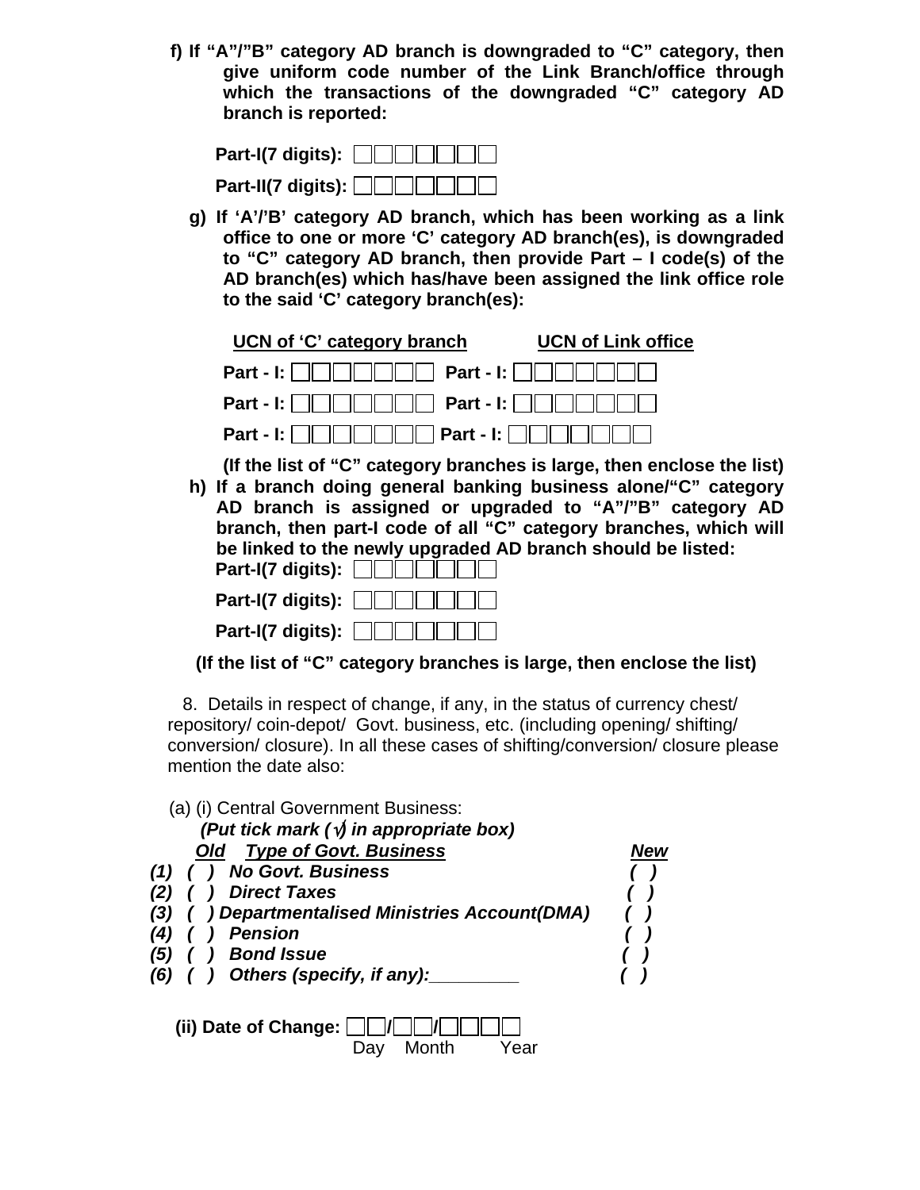**f) If "A"/"B" category AD branch is downgraded to "C" category, then give uniform code number of the Link Branch/office through which the transactions of the downgraded "C" category AD branch is reported:**

**Part-I(7 digits):** ☐☐☐☐☐☐☐

**Part-II(7 digits):** ☐☐☐☐☐☐☐

**g) If 'A'/'B' category AD branch, which has been working as a link office to one or more 'C' category AD branch(es), is downgraded to "C" category AD branch, then provide Part – I code(s) of the AD branch(es) which has/have been assigned the link office role to the said 'C' category branch(es):**

| UCN of 'C' category branch | UCN of Link office |
|---|---|
| Part - I: ☐☐☐☐☐☐☐ | Part - I: ☐☐☐☐☐☐☐ |
| Part - I: ☐☐☐☐☐☐☐ | Part - I: ☐☐☐☐☐☐☐ |
| Part - I: ☐☐☐☐☐☐☐ | Part - I: ☐☐☐☐☐☐☐ |

**(If the list of "C" category branches is large, then enclose the list)**

**h) If a branch doing general banking business alone/"C" category AD branch is assigned or upgraded to "A"/"B" category AD branch, then part-I code of all "C" category branches, which will be linked to the newly upgraded AD branch should be listed:**

**Part-I(7 digits):** ☐☐☐☐☐☐☐

**Part-I(7 digits):** ☐☐☐☐☐☐☐

**Part-I(7 digits):** ☐☐☐☐☐☐☐

**(If the list of "C" category branches is large, then enclose the list)**

8. Details in respect of change, if any, in the status of currency chest/ repository/ coin-depot/ Govt. business, etc. (including opening/ shifting/ conversion/ closure). In all these cases of shifting/conversion/ closure please mention the date also:

(a) (i) Central Government Business:

***(Put tick mark (√) in appropriate box)***

| | Old | Type of Govt. Business | New |
|---|---|---|---|
| (1) | ( ) | No Govt. Business | ( ) |
| (2) | ( ) | Direct Taxes | ( ) |
| (3) | ( ) | Departmentalised Ministries Account(DMA) | ( ) |
| (4) | ( ) | Pension | ( ) |
| (5) | ( ) | Bond Issue | ( ) |
| (6) | ( ) | Others (specify, if any):________ | ( ) |

**(ii) Date of Change:** ☐☐/☐☐/☐☐☐☐
Day Month Year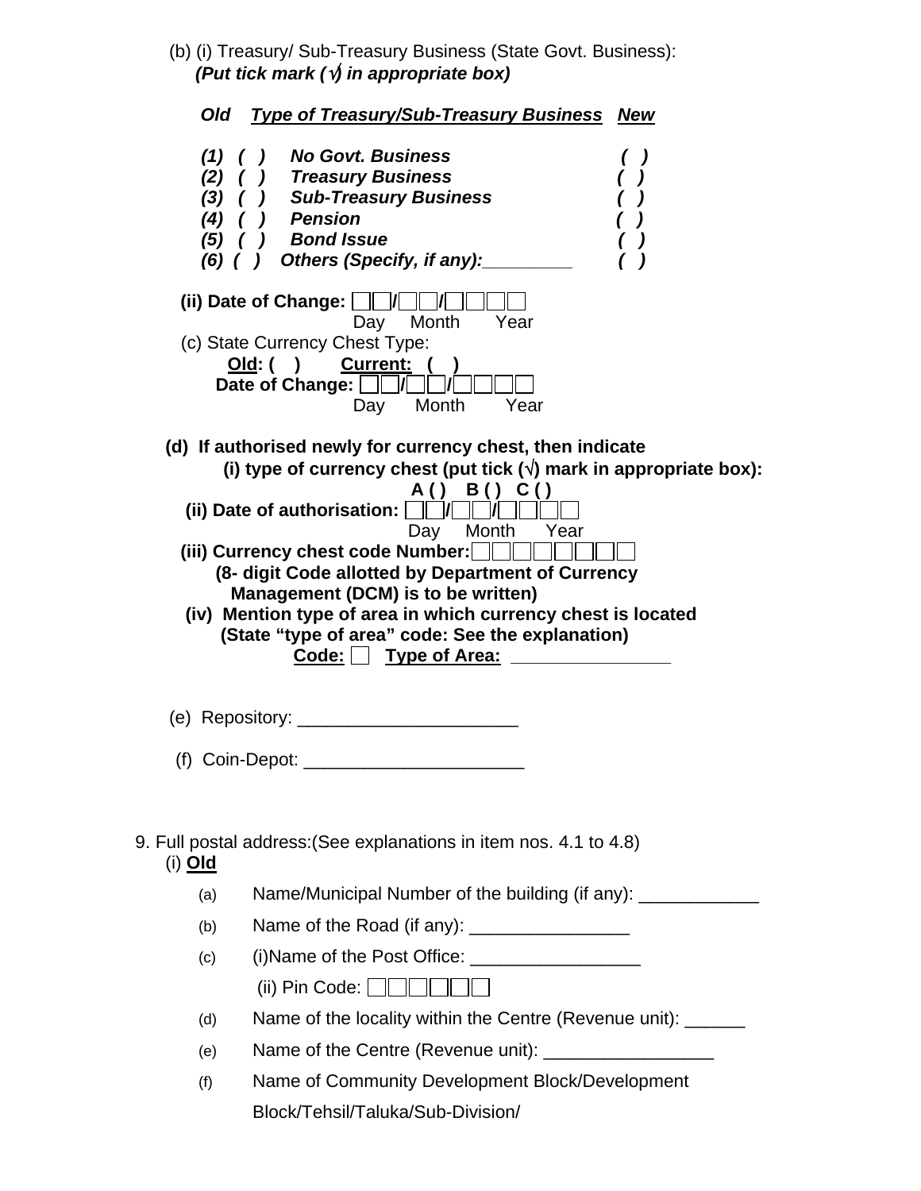(b) (i) Treasury/ Sub-Treasury Business (State Govt. Business):
***(Put tick mark (√) in appropriate box)***

| *Old* | ***Type of Treasury/Sub-Treasury Business*** | ***New*** |
|---|---|---|
| ***(1) ( )*** | ***No Govt. Business*** | ***( )*** |
| ***(2) ( )*** | ***Treasury Business*** | ***( )*** |
| ***(3) ( )*** | ***Sub-Treasury Business*** | ***( )*** |
| ***(4) ( )*** | ***Pension*** | ***( )*** |
| ***(5) ( )*** | ***Bond Issue*** | ***( )*** |
| ***(6) ( )*** | ***Others (Specify, if any):________*** | ***( )*** |

**(ii) Date of Change:** ☐☐/☐☐/☐☐☐☐
Day Month Year

(c) State Currency Chest Type:
**Old: ( )** **Current: ( )**
**Date of Change:** ☐☐/☐☐/☐☐☐☐
Day Month Year

**(d) If authorised newly for currency chest, then indicate**
**(i) type of currency chest (put tick (√) mark in appropriate box):**
**A ( ) B ( ) C ( )**
**(ii) Date of authorisation:** ☐☐/☐☐/☐☐☐☐
Day Month Year
**(iii) Currency chest code Number:** ☐☐☐☐☐☐☐☐
**(8- digit Code allotted by Department of Currency Management (DCM) is to be written)**
**(iv) Mention type of area in which currency chest is located**
**(State "type of area" code: See the explanation)**
**Code:** ☐ **Type of Area: _______________**

(e) Repository: _____________________

(f) Coin-Depot: _____________________

9. Full postal address:(See explanations in item nos. 4.1 to 4.8)
(i) **Old**

(a) Name/Municipal Number of the building (if any): ____________

(b) Name of the Road (if any): ________________

(c) (i)Name of the Post Office: _________________
(ii) Pin Code: ☐☐☐☐☐☐

(d) Name of the locality within the Centre (Revenue unit): ______

(e) Name of the Centre (Revenue unit): _________________

(f) Name of Community Development Block/Development Block/Tehsil/Taluka/Sub-Division/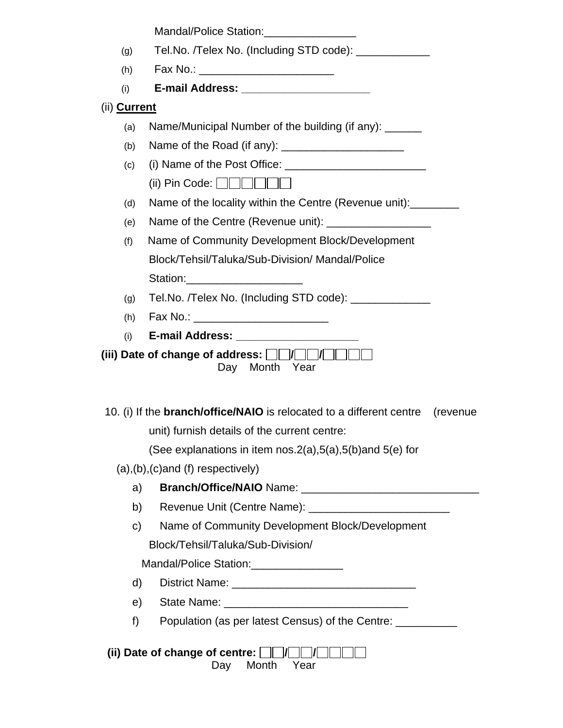Mandal/Police Station:_______________

(g) Tel.No. /Telex No. (Including STD code): ____________

(h) Fax No.: ______________________

(i) **E-mail Address: _____________________**

(ii) **Current**

(a) Name/Municipal Number of the building (if any): ______

(b) Name of the Road (if any): ____________________

(c) (i) Name of the Post Office: _______________________

(ii) Pin Code: ☐☐☐☐☐☐

(d) Name of the locality within the Centre (Revenue unit):________

(e) Name of the Centre (Revenue unit): _________________

(f) Name of Community Development Block/Development Block/Tehsil/Taluka/Sub-Division/ Mandal/Police Station:___________________

(g) Tel.No. /Telex No. (Including STD code): _____________

(h) Fax No.: ______________________

(i) **E-mail Address: ____________________**

**(iii) Date of change of address: ☐☐/☐☐/☐☐☐☐**
Day Month Year

10. (i) If the **branch/office/NAIO** is relocated to a different centre (revenue unit) furnish details of the current centre:

(See explanations in item nos.2(a),5(a),5(b)and 5(e) for (a),(b),(c)and (f) respectively)

a) **Branch/Office/NAIO** Name: _____________________________

b) Revenue Unit (Centre Name): _______________________

c) Name of Community Development Block/Development Block/Tehsil/Taluka/Sub-Division/ Mandal/Police Station:_______________

d) District Name: ______________________________

e) State Name: ______________________________

f) Population (as per latest Census) of the Centre: __________

**(ii) Date of change of centre: ☐☐/☐☐/☐☐☐☐**
Day Month Year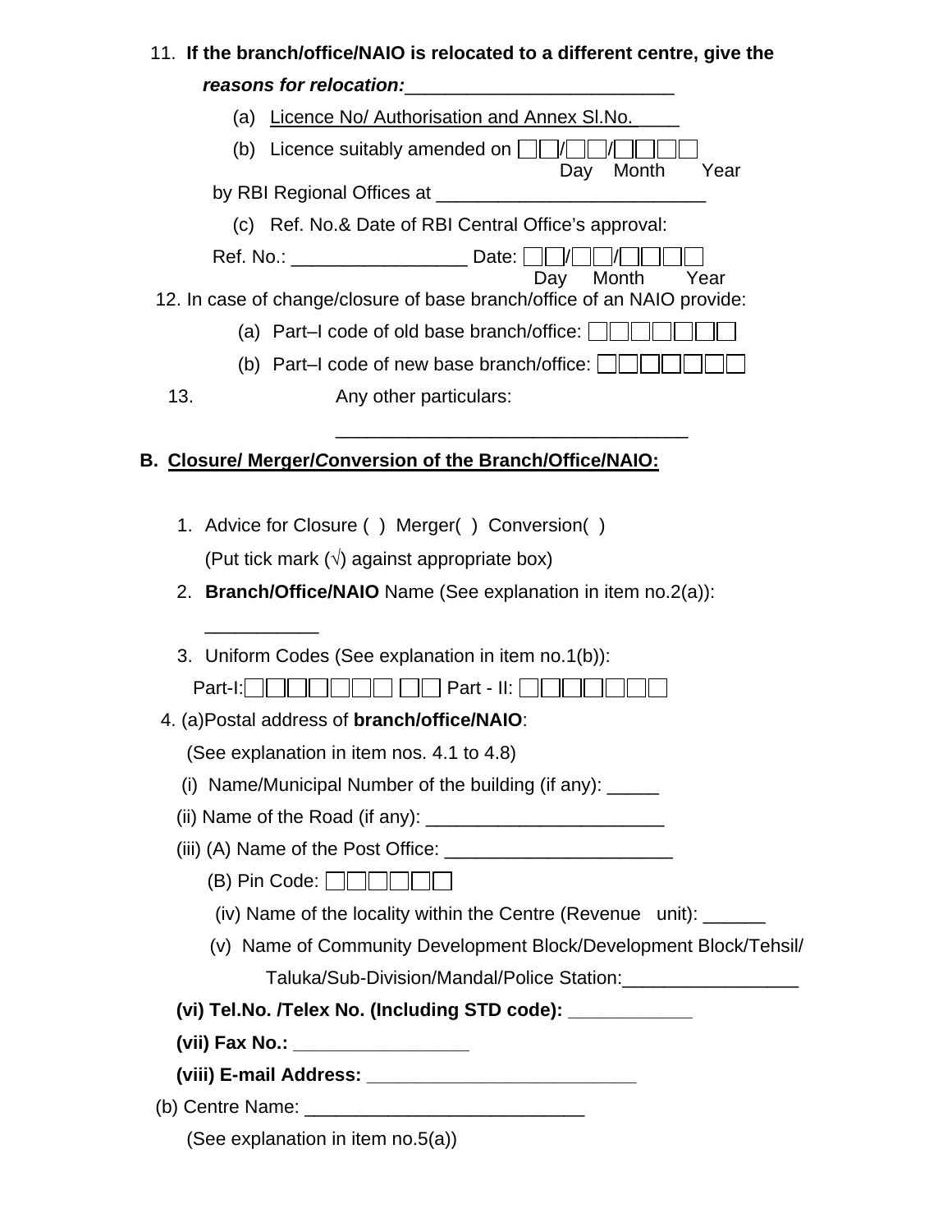11. **If the branch/office/NAIO is relocated to a different centre, give the *reasons for relocation:*** __________________________

   (a) Licence No/ Authorisation and Annex Sl.No._____

   (b) Licence suitably amended on □□/□□/□□□□
   Day Month Year

   by RBI Regional Offices at __________________________

   (c) Ref. No.& Date of RBI Central Office's approval:

   Ref. No.: _________________ Date: □□/□□/□□□□
   Day Month Year

12. In case of change/closure of base branch/office of an NAIO provide:

   (a) Part–I code of old base branch/office: □□□□□□□

   (b) Part–I code of new base branch/office: □□□□□□□

13. Any other particulars:

   __________________________________

## B. Closure/ Merger/Conversion of the Branch/Office/NAIO:

1. Advice for Closure ( ) Merger( ) Conversion( )

   (Put tick mark (√) against appropriate box)

2. **Branch/Office/NAIO** Name (See explanation in item no.2(a)):

   ___________

3. Uniform Codes (See explanation in item no.1(b)):

   Part-I:□□□□□□□ □□ Part - II: □□□□□□□

4. (a)Postal address of **branch/office/NAIO**:

   (See explanation in item nos. 4.1 to 4.8)

   (i) Name/Municipal Number of the building (if any): _____

   (ii) Name of the Road (if any): _______________________

   (iii) (A) Name of the Post Office: ______________________

   (B) Pin Code: □□□□□□

   (iv) Name of the locality within the Centre (Revenue unit): ______

   (v) Name of Community Development Block/Development Block/Tehsil/ Taluka/Sub-Division/Mandal/Police Station:_________________

   **(vi) Tel.No. /Telex No. (Including STD code): ___________**

   **(vii) Fax No.: ________________**

   **(viii) E-mail Address: _________________________**

   (b) Centre Name: ___________________________

   (See explanation in item no.5(a))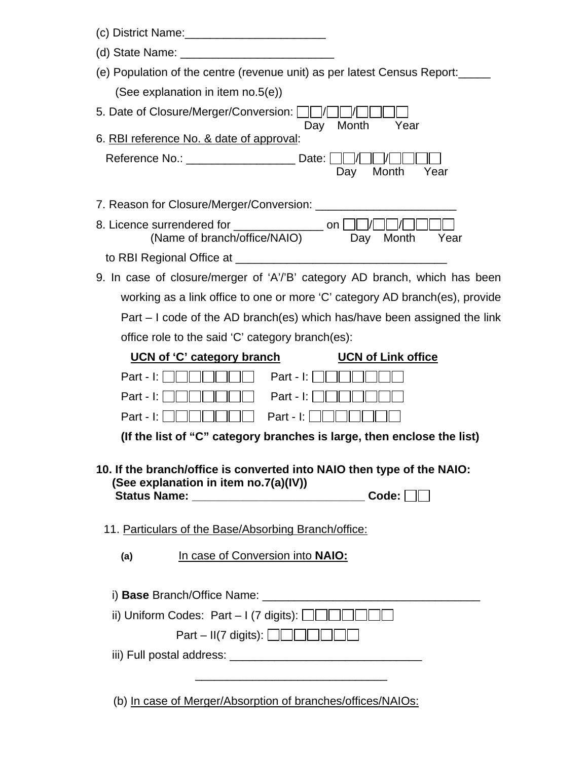(c) District Name:______________________

(d) State Name: ________________________

(e) Population of the centre (revenue unit) as per latest Census Report:_____

(See explanation in item no.5(e))

5. Date of Closure/Merger/Conversion: ☐☐/☐☐/☐☐☐☐
Day Month Year

6. <u>RBI reference No. & date of approval</u>:

Reference No.: _________________ Date: ☐☐/☐☐/☐☐☐☐
Day Month Year

7. Reason for Closure/Merger/Conversion: ______________________

8. Licence surrendered for ______________ on ☐☐/☐☐/☐☐☐☐
(Name of branch/office/NAIO) Day Month Year

to RBI Regional Office at _________________________________

9. In case of closure/merger of ‘A’/’B’ category AD branch, which has been working as a link office to one or more ‘C’ category AD branch(es), provide Part – I code of the AD branch(es) which has/have been assigned the link office role to the said ‘C’ category branch(es):

| **<u>UCN of ‘C’ category branch</u>** | **<u>UCN of Link office</u>** |
|---|---|
| Part - I: ☐☐☐☐☐☐☐ | Part - I: ☐☐☐☐☐☐☐ |
| Part - I: ☐☐☐☐☐☐☐ | Part - I: ☐☐☐☐☐☐☐ |
| Part - I: ☐☐☐☐☐☐☐ | Part - I: ☐☐☐☐☐☐☐ |

**(If the list of “C” category branches is large, then enclose the list)**

**10. If the branch/office is converted into NAIO then type of the NAIO:**
**(See explanation in item no.7(a)(IV))**
**Status Name: ___________________________ Code: ☐☐**

11. <u>Particulars of the Base/Absorbing Branch/office:</u>

**(a)** <u>In case of Conversion into **NAIO:**</u>

i) **Base** Branch/Office Name: __________________________________

ii) Uniform Codes: Part – I (7 digits): ☐☐☐☐☐☐☐

Part – II(7 digits): ☐☐☐☐☐☐☐

iii) Full postal address: ______________________________

______________________________

(b) <u>In case of Merger/Absorption of branches/offices/NAIOs:</u>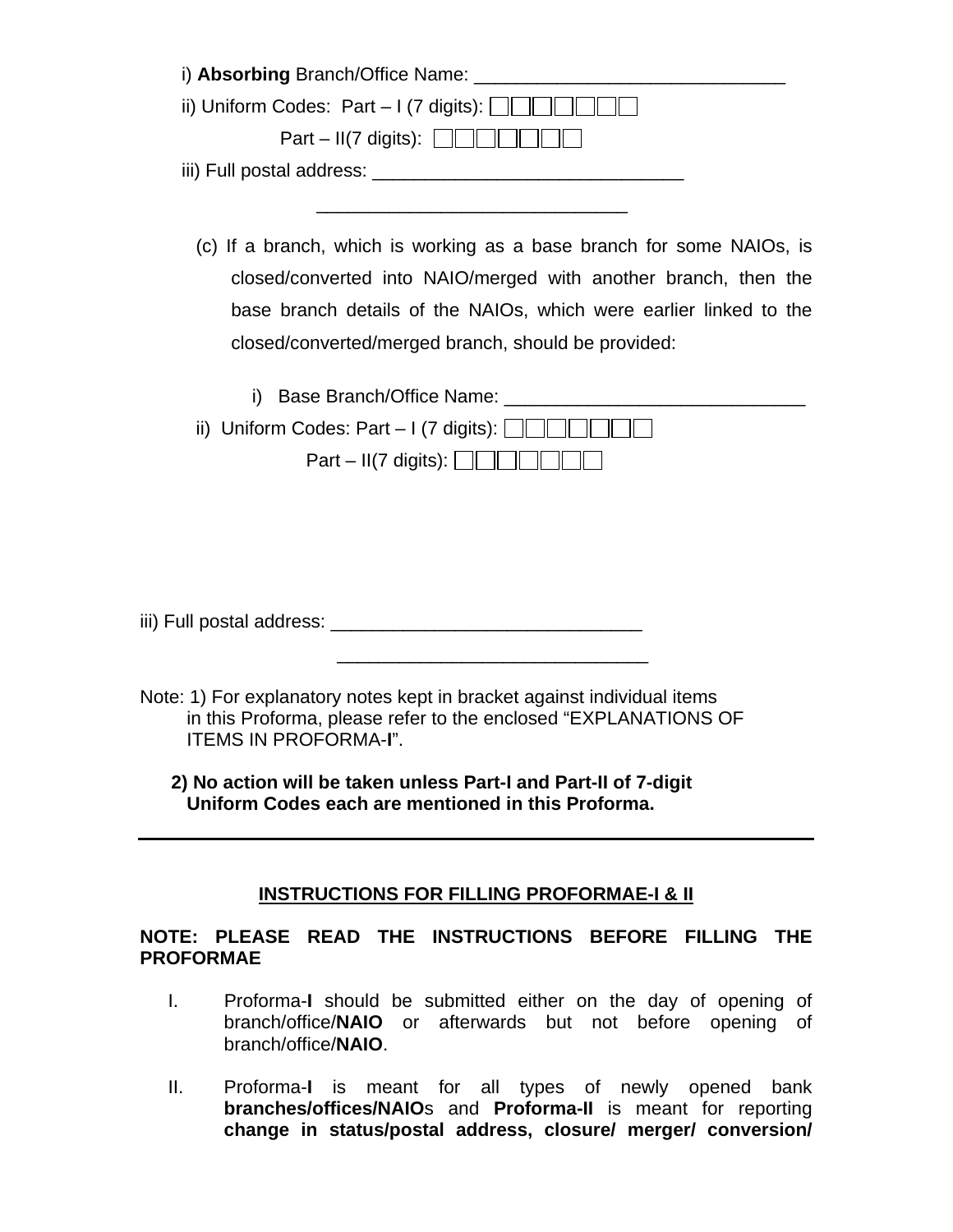i) **Absorbing** Branch/Office Name: ______________________________

ii) Uniform Codes: Part – I (7 digits): ☐☐☐☐☐☐☐

Part – II(7 digits): ☐☐☐☐☐☐☐

iii) Full postal address: ______________________________

______________________________

(c) If a branch, which is working as a base branch for some NAIOs, is closed/converted into NAIO/merged with another branch, then the base branch details of the NAIOs, which were earlier linked to the closed/converted/merged branch, should be provided:

i) Base Branch/Office Name: ______________________________

ii) Uniform Codes: Part – I (7 digits): ☐☐☐☐☐☐☐

Part – II(7 digits): ☐☐☐☐☐☐☐

iii) Full postal address: ______________________________

______________________________

Note: 1) For explanatory notes kept in bracket against individual items in this Proforma, please refer to the enclosed "EXPLANATIONS OF ITEMS IN PROFORMA-**I**".

**2) No action will be taken unless Part-I and Part-II of 7-digit Uniform Codes each are mentioned in this Proforma.**

---

## INSTRUCTIONS FOR FILLING PROFORMAE-I & II

**NOTE: PLEASE READ THE INSTRUCTIONS BEFORE FILLING THE PROFORMAE**

I. Proforma-**I** should be submitted either on the day of opening of branch/office/**NAIO** or afterwards but not before opening of branch/office/**NAIO**.

II. Proforma-**I** is meant for all types of newly opened bank **branches/offices/NAIO**s and **Proforma-II** is meant for reporting **change in status/postal address, closure/ merger/ conversion/**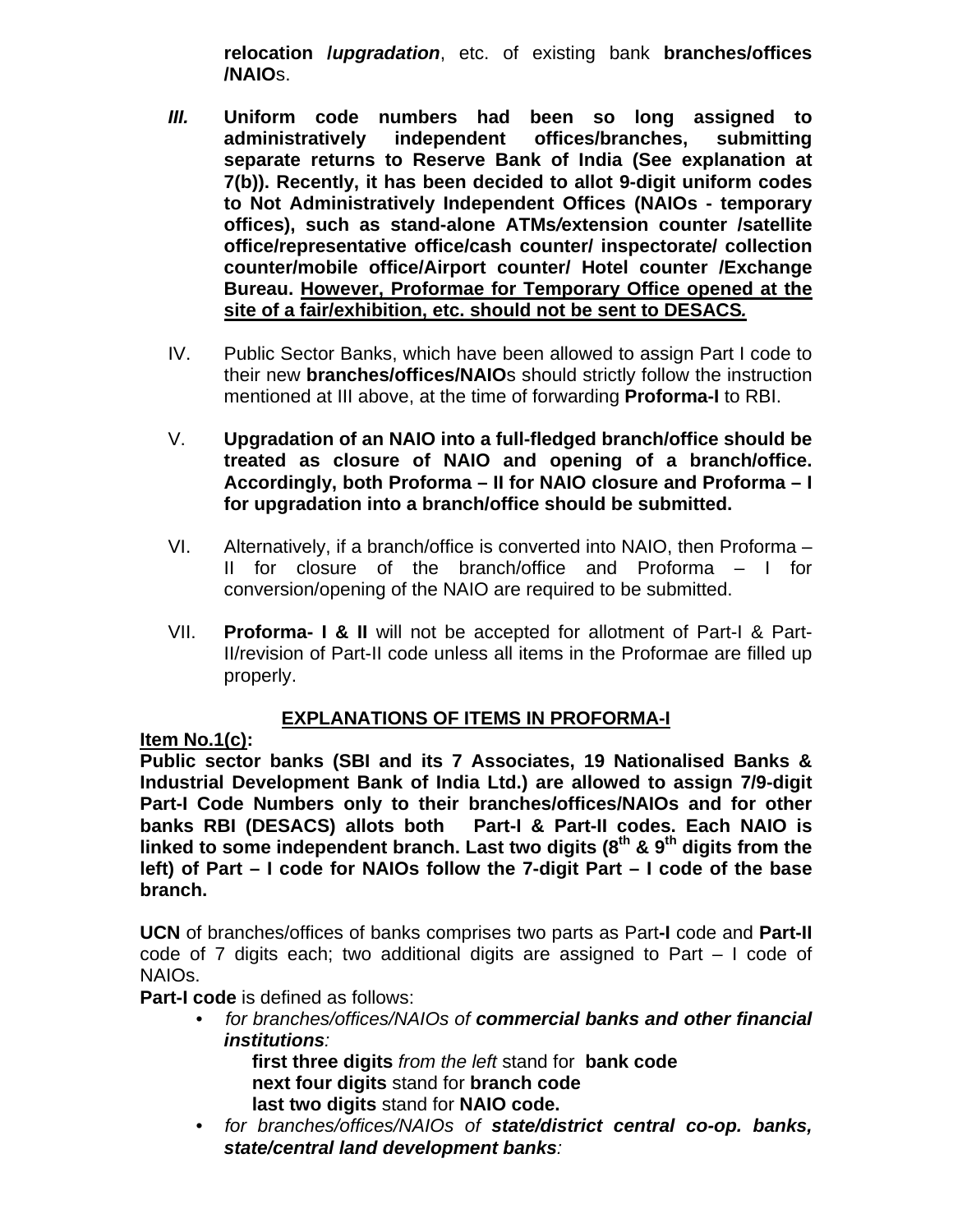**relocation** /***upgradation***, etc. of existing bank **branches/offices /NAIO**s.

***III.*** **Uniform code numbers had been so long assigned to administratively independent offices/branches, submitting separate returns to Reserve Bank of India (See explanation at 7(b)). Recently, it has been decided to allot 9-digit uniform codes to Not Administratively Independent Offices (NAIOs - temporary offices), such as stand-alone ATMs/extension counter /satellite office/representative office/cash counter/ inspectorate/ collection counter/mobile office/Airport counter/ Hotel counter /Exchange Bureau. <u>However, Proformae for Temporary Office opened at the site of a fair/exhibition, etc. should not be sent to DESACS.</u>**

IV. Public Sector Banks, which have been allowed to assign Part I code to their new **branches/offices/NAIO**s should strictly follow the instruction mentioned at III above, at the time of forwarding **Proforma-I** to RBI.

V. **Upgradation of an NAIO into a full-fledged branch/office should be treated as closure of NAIO and opening of a branch/office. Accordingly, both Proforma – II for NAIO closure and Proforma – I for upgradation into a branch/office should be submitted.**

VI. Alternatively, if a branch/office is converted into NAIO, then Proforma – II for closure of the branch/office and Proforma – I for conversion/opening of the NAIO are required to be submitted.

VII. **Proforma- I & II** will not be accepted for allotment of Part-I & Part-II/revision of Part-II code unless all items in the Proformae are filled up properly.

## <u>EXPLANATIONS OF ITEMS IN PROFORMA-I</u>

**<u>Item No.1(c)</u>:**

**Public sector banks (SBI and its 7 Associates, 19 Nationalised Banks & Industrial Development Bank of India Ltd.) are allowed to assign 7/9-digit Part-I Code Numbers only to their branches/offices/NAIOs and for other banks RBI (DESACS) allots both Part-I & Part-II codes. Each NAIO is linked to some independent branch. Last two digits (8th & 9th digits from the left) of Part – I code for NAIOs follow the 7-digit Part – I code of the base branch.**

**UCN** of branches/offices of banks comprises two parts as Part**-I** code and **Part-II** code of 7 digits each; two additional digits are assigned to Part – I code of NAIOs.

**Part-I code** is defined as follows:

- *for branches/offices/NAIOs of* ***commercial banks and other financial institutions****:*
  - **first three digits** *from the left* stand for **bank code**
  - **next four digits** stand for **branch code**
  - **last two digits** stand for **NAIO code.**
- *for branches/offices/NAIOs of* ***state/district central co-op. banks, state/central land development banks****:*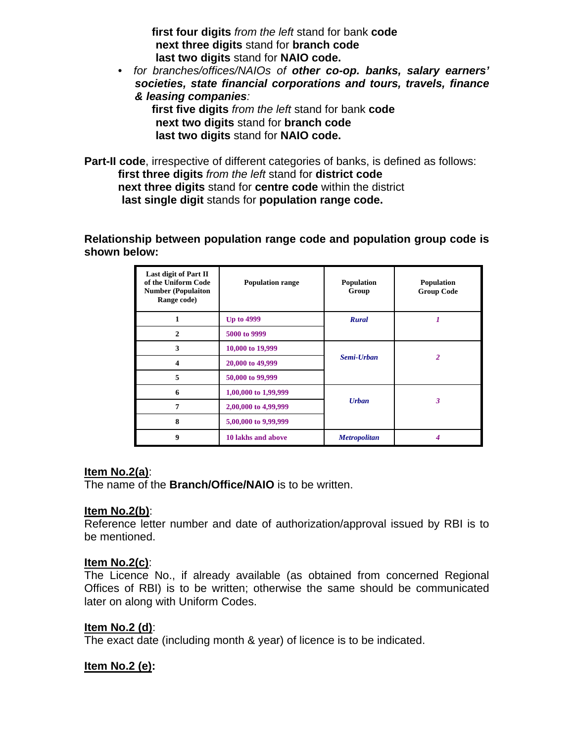**first four digits** *from the left* stand for bank **code**
**next three digits** stand for **branch code**
**last two digits** stand for **NAIO code.**

- *for branches/offices/NAIOs of **other co-op. banks, salary earners' societies, state financial corporations and tours, travels, finance & leasing companies**:*

  **first five digits** *from the left* stand for bank **code**
  **next two digits** stand for **branch code**
  **last two digits** stand for **NAIO code.**

**Part-II code**, irrespective of different categories of banks, is defined as follows:
**first three digits** *from the left* stand for **district code**
**next three digits** stand for **centre code** within the district
**last single digit** stands for **population range code.**

**Relationship between population range code and population group code is shown below:**

| Last digit of Part II of the Uniform Code Number (Populaiton Range code) | Population range | Population Group | Population Group Code |
|---|---|---|---|
| 1 | Up to 4999 | *Rural* | *1* |
| 2 | 5000 to 9999 | | |
| 3 | 10,000 to 19,999 | *Semi-Urban* | *2* |
| 4 | 20,000 to 49,999 | | |
| 5 | 50,000 to 99,999 | | |
| 6 | 1,00,000 to 1,99,999 | *Urban* | *3* |
| 7 | 2,00,000 to 4,99,999 | | |
| 8 | 5,00,000 to 9,99,999 | | |
| 9 | 10 lakhs and above | *Metropolitan* | *4* |

**Item No.2(a)**:
The name of the **Branch/Office/NAIO** is to be written.

**Item No.2(b)**:
Reference letter number and date of authorization/approval issued by RBI is to be mentioned.

**Item No.2(c)**:
The Licence No., if already available (as obtained from concerned Regional Offices of RBI) is to be written; otherwise the same should be communicated later on along with Uniform Codes.

**Item No.2 (d)**:
The exact date (including month & year) of licence is to be indicated.

**Item No.2 (e):**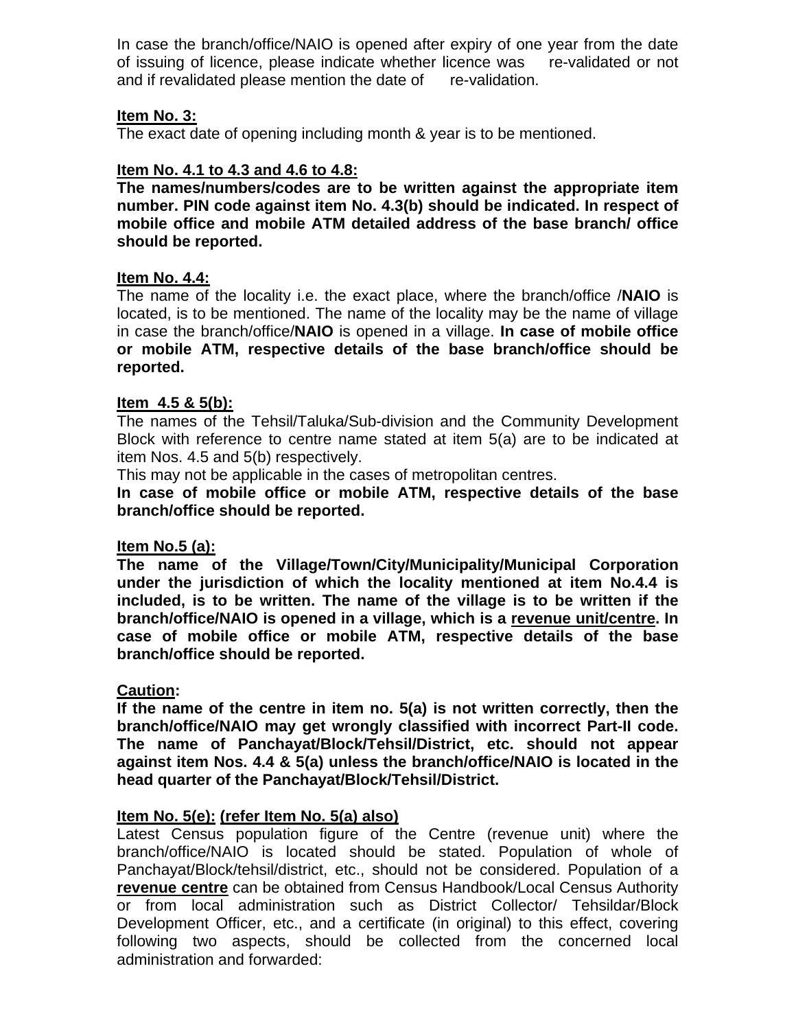In case the branch/office/NAIO is opened after expiry of one year from the date of issuing of licence, please indicate whether licence was re-validated or not and if revalidated please mention the date of re-validation.

**Item No. 3:**

The exact date of opening including month & year is to be mentioned.

**Item No. 4.1 to 4.3 and 4.6 to 4.8:**

**The names/numbers/codes are to be written against the appropriate item number. PIN code against item No. 4.3(b) should be indicated. In respect of mobile office and mobile ATM detailed address of the base branch/ office should be reported.**

**Item No. 4.4:**

The name of the locality i.e. the exact place, where the branch/office /**NAIO** is located, is to be mentioned. The name of the locality may be the name of village in case the branch/office/**NAIO** is opened in a village. **In case of mobile office or mobile ATM, respective details of the base branch/office should be reported.**

**Item 4.5 & 5(b):**

The names of the Tehsil/Taluka/Sub-division and the Community Development Block with reference to centre name stated at item 5(a) are to be indicated at item Nos. 4.5 and 5(b) respectively.

This may not be applicable in the cases of metropolitan centres.

**In case of mobile office or mobile ATM, respective details of the base branch/office should be reported.**

**Item No.5 (a):**

**The name of the Village/Town/City/Municipality/Municipal Corporation under the jurisdiction of which the locality mentioned at item No.4.4 is included, is to be written. The name of the village is to be written if the branch/office/NAIO is opened in a village, which is a revenue unit/centre. In case of mobile office or mobile ATM, respective details of the base branch/office should be reported.**

**Caution:**

**If the name of the centre in item no. 5(a) is not written correctly, then the branch/office/NAIO may get wrongly classified with incorrect Part-II code. The name of Panchayat/Block/Tehsil/District, etc. should not appear against item Nos. 4.4 & 5(a) unless the branch/office/NAIO is located in the head quarter of the Panchayat/Block/Tehsil/District.**

**Item No. 5(e): (refer Item No. 5(a) also)**

Latest Census population figure of the Centre (revenue unit) where the branch/office/NAIO is located should be stated. Population of whole of Panchayat/Block/tehsil/district, etc., should not be considered. Population of a **revenue centre** can be obtained from Census Handbook/Local Census Authority or from local administration such as District Collector/ Tehsildar/Block Development Officer, etc., and a certificate (in original) to this effect, covering following two aspects, should be collected from the concerned local administration and forwarded: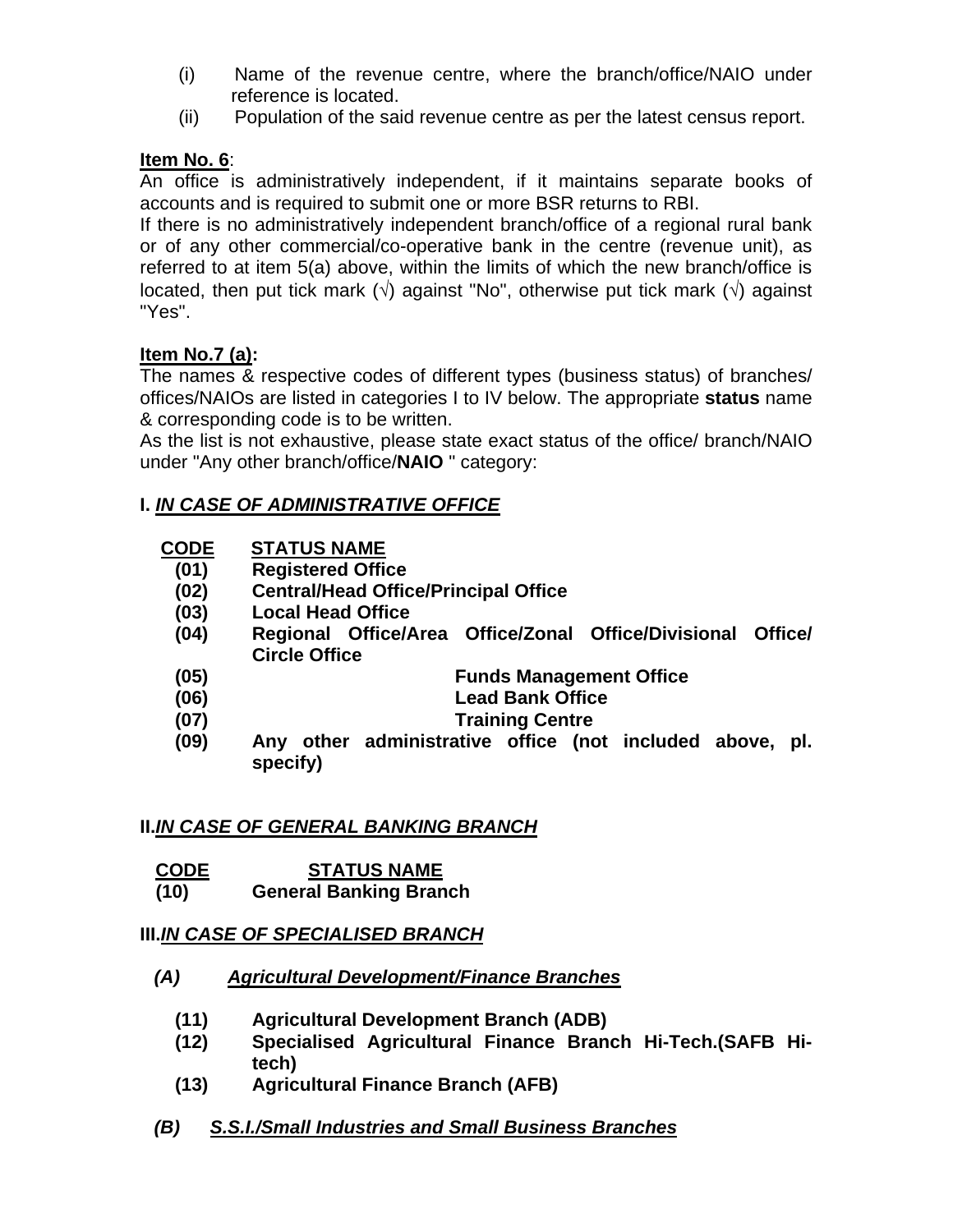(i) Name of the revenue centre, where the branch/office/NAIO under reference is located.

(ii) Population of the said revenue centre as per the latest census report.

**Item No. 6**:

An office is administratively independent, if it maintains separate books of accounts and is required to submit one or more BSR returns to RBI.

If there is no administratively independent branch/office of a regional rural bank or of any other commercial/co-operative bank in the centre (revenue unit), as referred to at item 5(a) above, within the limits of which the new branch/office is located, then put tick mark (√) against "No", otherwise put tick mark (√) against "Yes".

**Item No.7 (a):**

The names & respective codes of different types (business status) of branches/ offices/NAIOs are listed in categories I to IV below. The appropriate **status** name & corresponding code is to be written.

As the list is not exhaustive, please state exact status of the office/ branch/NAIO under "Any other branch/office/**NAIO** " category:

**I. *IN CASE OF ADMINISTRATIVE OFFICE***

| CODE | STATUS NAME |
|---|---|
| **(01)** | **Registered Office** |
| **(02)** | **Central/Head Office/Principal Office** |
| **(03)** | **Local Head Office** |
| **(04)** | **Regional Office/Area Office/Zonal Office/Divisional Office/ Circle Office** |
| **(05)** | **Funds Management Office** |
| **(06)** | **Lead Bank Office** |
| **(07)** | **Training Centre** |
| **(09)** | **Any other administrative office (not included above, pl. specify)** |

**II.*IN CASE OF GENERAL BANKING BRANCH***

| CODE | STATUS NAME |
|---|---|
| **(10)** | **General Banking Branch** |

**III.*IN CASE OF SPECIALISED BRANCH***

***(A) Agricultural Development/Finance Branches***

| | |
|---|---|
| **(11)** | **Agricultural Development Branch (ADB)** |
| **(12)** | **Specialised Agricultural Finance Branch Hi-Tech.(SAFB Hi-tech)** |
| **(13)** | **Agricultural Finance Branch (AFB)** |

***(B) S.S.I./Small Industries and Small Business Branches***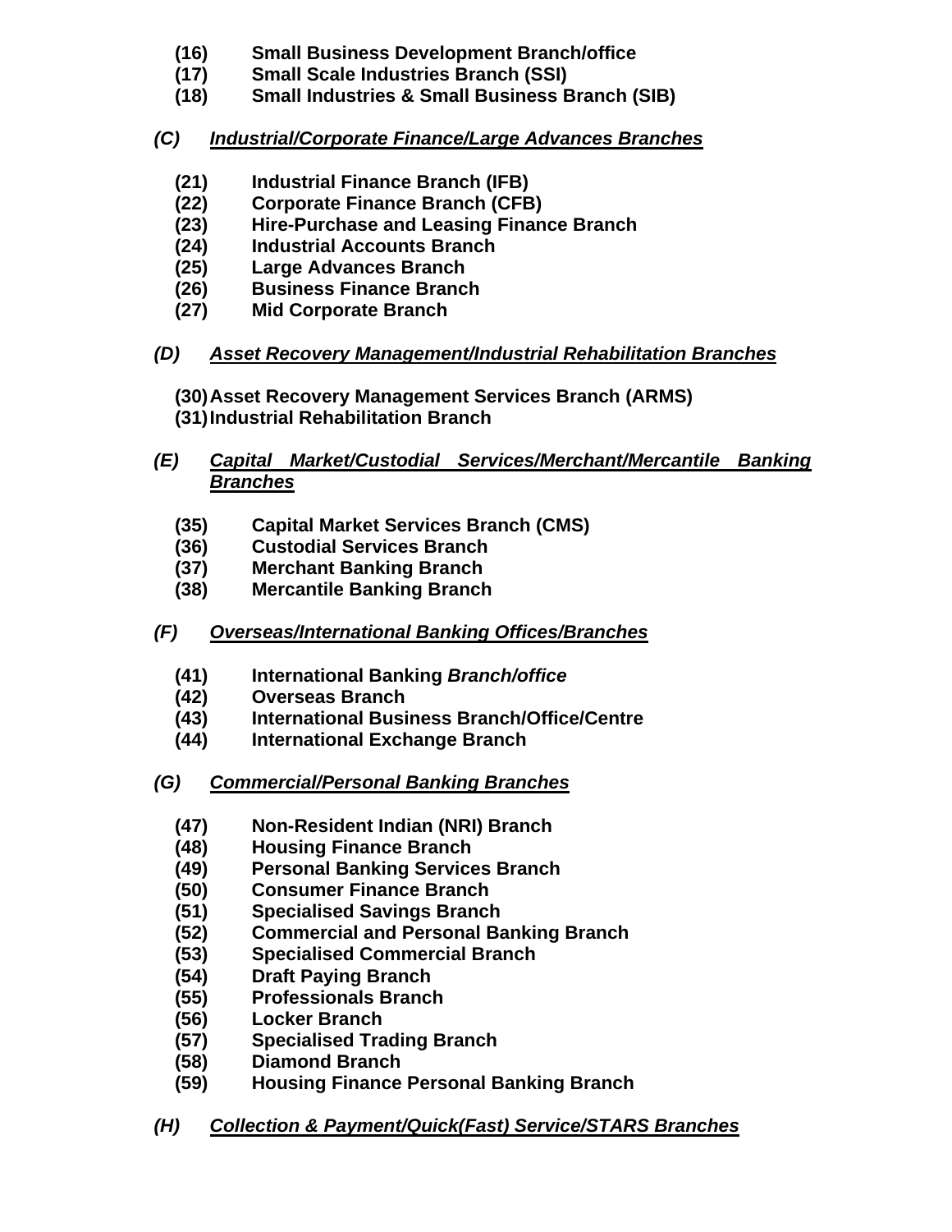**(16)** **Small Business Development Branch/office**
**(17)** **Small Scale Industries Branch (SSI)**
**(18)** **Small Industries & Small Business Branch (SIB)**

***(C)*** ***Industrial/Corporate Finance/Large Advances Branches***

**(21)** **Industrial Finance Branch (IFB)**
**(22)** **Corporate Finance Branch (CFB)**
**(23)** **Hire-Purchase and Leasing Finance Branch**
**(24)** **Industrial Accounts Branch**
**(25)** **Large Advances Branch**
**(26)** **Business Finance Branch**
**(27)** **Mid Corporate Branch**

***(D)*** ***Asset Recovery Management/Industrial Rehabilitation Branches***

**(30)** **Asset Recovery Management Services Branch (ARMS)**
**(31)** **Industrial Rehabilitation Branch**

***(E)*** ***Capital Market/Custodial Services/Merchant/Mercantile Banking Branches***

**(35)** **Capital Market Services Branch (CMS)**
**(36)** **Custodial Services Branch**
**(37)** **Merchant Banking Branch**
**(38)** **Mercantile Banking Branch**

***(F)*** ***Overseas/International Banking Offices/Branches***

**(41)** **International Banking *Branch/office***
**(42)** **Overseas Branch**
**(43)** **International Business Branch/Office/Centre**
**(44)** **International Exchange Branch**

***(G)*** ***Commercial/Personal Banking Branches***

**(47)** **Non-Resident Indian (NRI) Branch**
**(48)** **Housing Finance Branch**
**(49)** **Personal Banking Services Branch**
**(50)** **Consumer Finance Branch**
**(51)** **Specialised Savings Branch**
**(52)** **Commercial and Personal Banking Branch**
**(53)** **Specialised Commercial Branch**
**(54)** **Draft Paying Branch**
**(55)** **Professionals Branch**
**(56)** **Locker Branch**
**(57)** **Specialised Trading Branch**
**(58)** **Diamond Branch**
**(59)** **Housing Finance Personal Banking Branch**

***(H)*** ***Collection & Payment/Quick(Fast) Service/STARS Branches***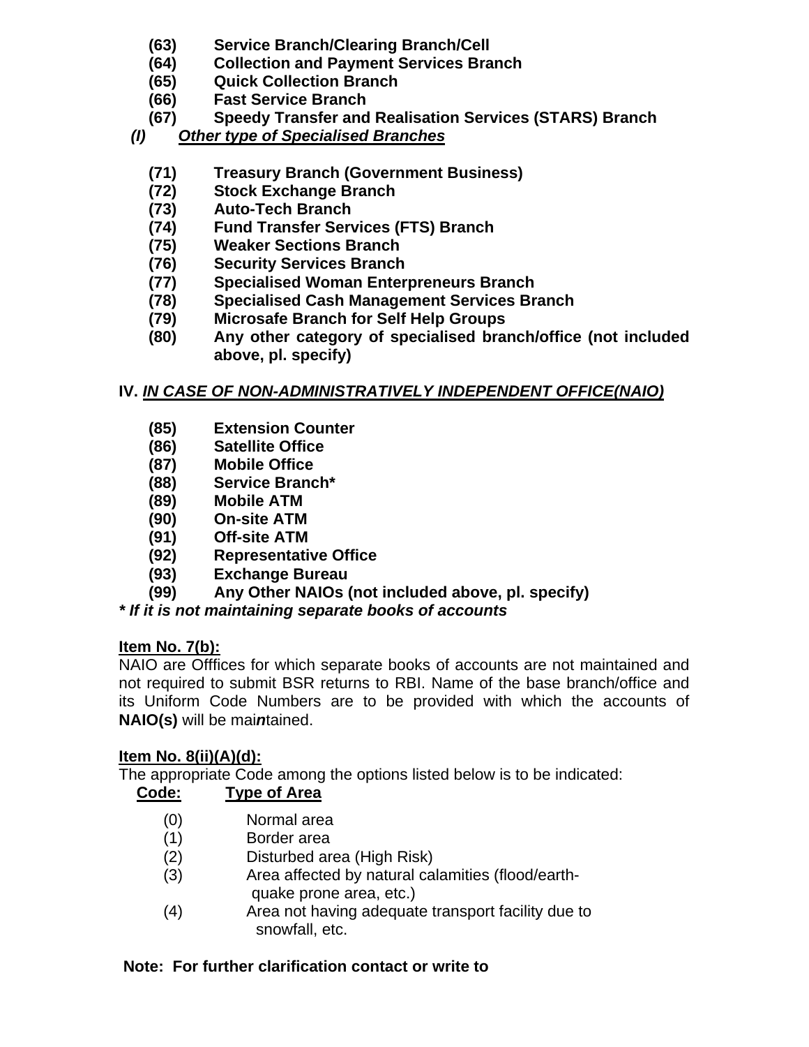- **(63)** **Service Branch/Clearing Branch/Cell**
- **(64)** **Collection and Payment Services Branch**
- **(65)** **Quick Collection Branch**
- **(66)** **Fast Service Branch**
- **(67)** **Speedy Transfer and Realisation Services (STARS) Branch**

***(I)*** ***<u>Other type of Specialised Branches</u>***

- **(71)** **Treasury Branch (Government Business)**
- **(72)** **Stock Exchange Branch**
- **(73)** **Auto-Tech Branch**
- **(74)** **Fund Transfer Services (FTS) Branch**
- **(75)** **Weaker Sections Branch**
- **(76)** **Security Services Branch**
- **(77)** **Specialised Woman Enterpreneurs Branch**
- **(78)** **Specialised Cash Management Services Branch**
- **(79)** **Microsafe Branch for Self Help Groups**
- **(80)** **Any other category of specialised branch/office (not included above, pl. specify)**

**IV.** ***<u>IN CASE OF NON-ADMINISTRATIVELY INDEPENDENT OFFICE(NAIO)</u>***

- **(85)** **Extension Counter**
- **(86)** **Satellite Office**
- **(87)** **Mobile Office**
- **(88)** **Service Branch***
- **(89)** **Mobile ATM**
- **(90)** **On-site ATM**
- **(91)** **Off-site ATM**
- **(92)** **Representative Office**
- **(93)** **Exchange Bureau**
- **(99)** **Any Other NAIOs (not included above, pl. specify)**

***\* If it is not maintaining separate books of accounts***

**<u>Item No. 7(b):</u>**

NAIO are Offfices for which separate books of accounts are not maintained and not required to submit BSR returns to RBI. Name of the base branch/office and its Uniform Code Numbers are to be provided with which the accounts of **NAIO(s)** will be mai***n***tained.

**<u>Item No. 8(ii)(A)(d):</u>**

The appropriate Code among the options listed below is to be indicated:

| **Code:** | **Type of Area** |
|---|---|
| (0) | Normal area |
| (1) | Border area |
| (2) | Disturbed area (High Risk) |
| (3) | Area affected by natural calamities (flood/earth-quake prone area, etc.) |
| (4) | Area not having adequate transport facility due to snowfall, etc. |

**Note: For further clarification contact or write to**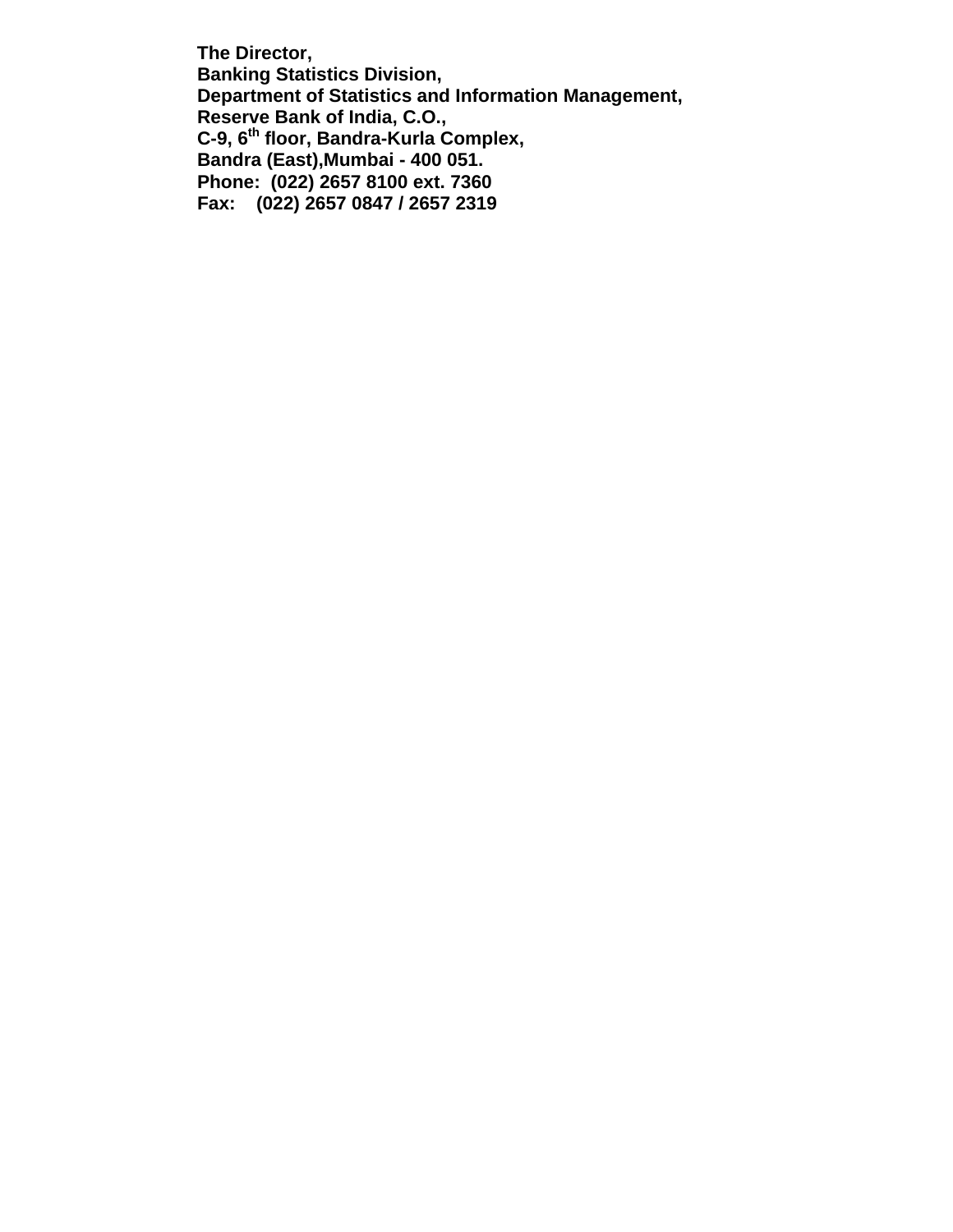**The Director,**
**Banking Statistics Division,**
**Department of Statistics and Information Management,**
**Reserve Bank of India, C.O.,**
**C-9, 6th floor, Bandra-Kurla Complex,**
**Bandra (East),Mumbai - 400 051.**
**Phone: (022) 2657 8100 ext. 7360**
**Fax: (022) 2657 0847 / 2657 2319**